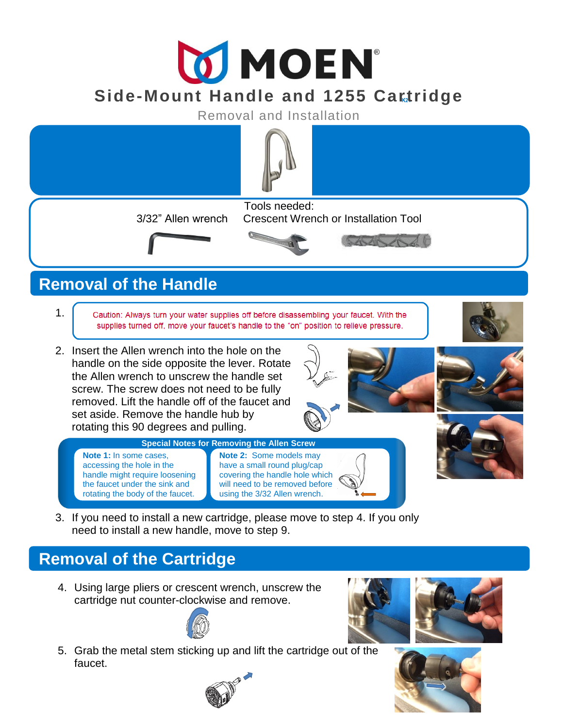# MOEN

## Side-Mount Handle and 1255 Cartridge

Removal and Installation

Tools needed:

3/32" Allen wrench — Crescent Wrench or Installation Tool

## Removal of the Handle

1. Caution: Always turn your water supplies off before disassembling your faucet. With the supplies turned off, move your faucet's handle to the "on" position to relieve pressure.

2. Insert the Allen wrench into the hole on the handle on the side opposite the lever. Rotate the Allen wrench to unscrew the handle set screw. The screw does not need to be fully removed. Lift the handle off of the faucet and set aside. Remove the handle hub by rotating this 90 degrees and pulling.

**Special Notes for Removing the Allen Screw**

**Note 1:** In some cases, accessing the hole in the handle might require loosening the faucet under the sink and rotating the body of the faucet.

**Note 2:** Some models may have a small round plug/cap covering the handle hole which will need to be removed before using the 3/32 Allen wrench.

3. If you need to install a new cartridge, please move to step 4. If you only need to install a new handle, move to step 9.

## Removal of the Cartridge

4. Using large pliers or crescent wrench, unscrew the cartridge nut counter-clockwise and remove.

5. Grab the metal stem sticking up and lift the cartridge out of the faucet.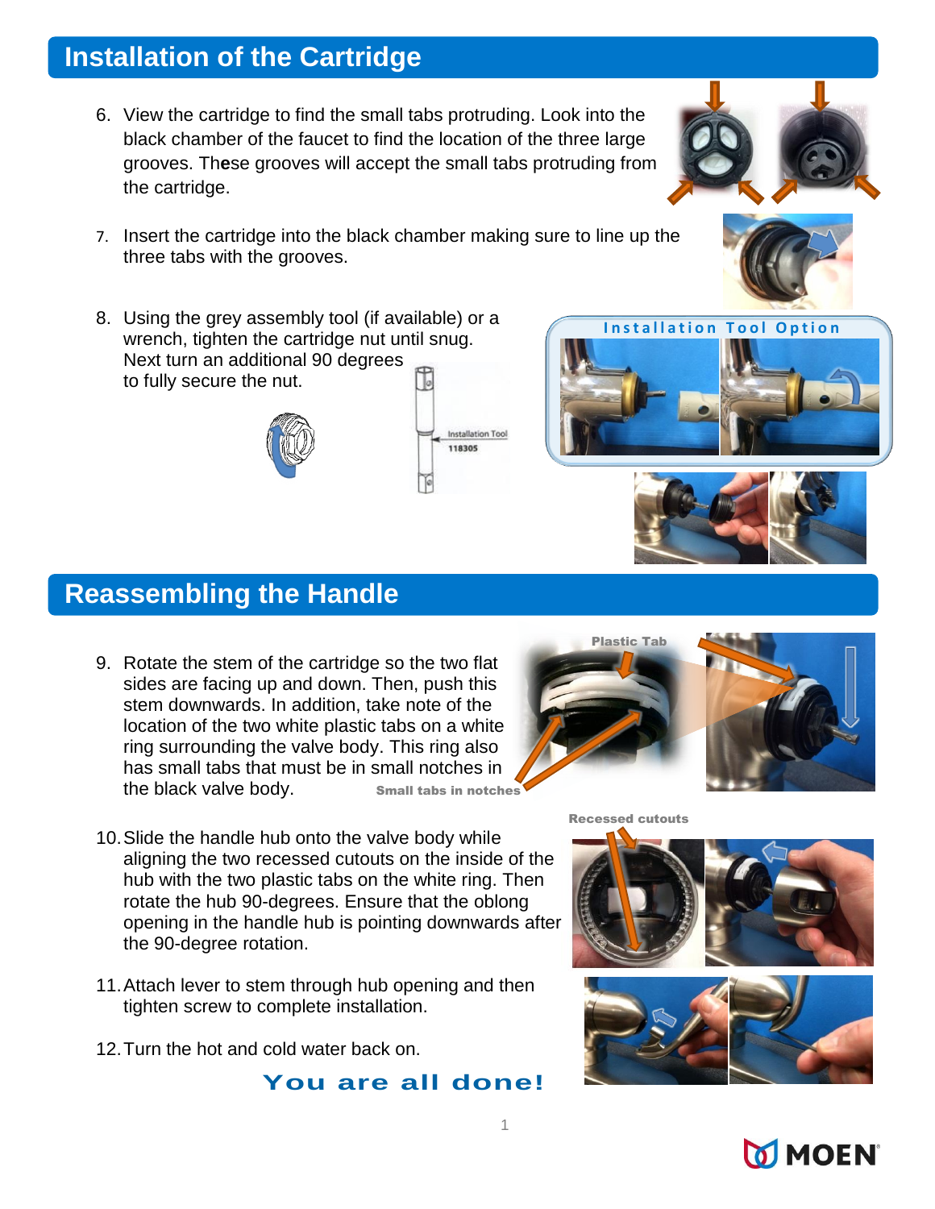## Installation of the Cartridge

6. View the cartridge to find the small tabs protruding. Look into the black chamber of the faucet to find the location of the three large grooves. These grooves will accept the small tabs protruding from the cartridge.

7. Insert the cartridge into the black chamber making sure to line up the three tabs with the grooves.

8. Using the grey assembly tool (if available) or a wrench, tighten the cartridge nut until snug. Next turn an additional 90 degrees to fully secure the nut.

Installation Tool 118305

Installation Tool Option

## Reassembling the Handle

9. Rotate the stem of the cartridge so the two flat sides are facing up and down. Then, push this stem downwards. In addition, take note of the location of the two white plastic tabs on a white ring surrounding the valve body. This ring also has small tabs that must be in small notches in the black valve body.

Plastic Tab

Small tabs in notches

10. Slide the handle hub onto the valve body while aligning the two recessed cutouts on the inside of the hub with the two plastic tabs on the white ring. Then rotate the hub 90-degrees. Ensure that the oblong opening in the handle hub is pointing downwards after the 90-degree rotation.

Recessed cutouts

11. Attach lever to stem through hub opening and then tighten screw to complete installation.

12. Turn the hot and cold water back on.

**You are all done!**

MOEN